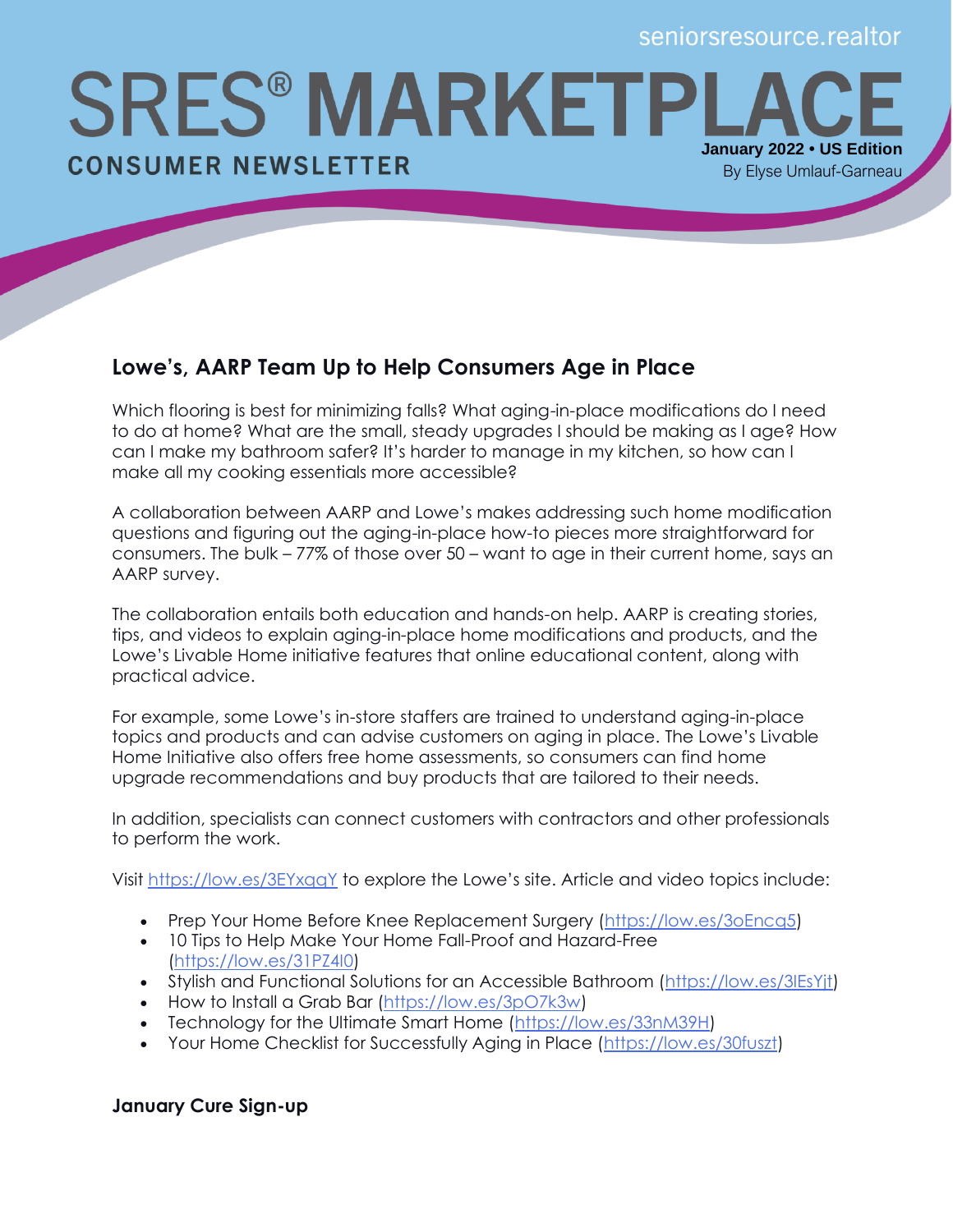seniorsresource.realtor

# SRES® MARKETPLACE

**CONSUMER NEWSLETTER**

**January 2022 • US Edition**
By Elyse Umlauf-Garneau

## Lowe's, AARP Team Up to Help Consumers Age in Place

Which flooring is best for minimizing falls? What aging-in-place modifications do I need to do at home? What are the small, steady upgrades I should be making as I age? How can I make my bathroom safer? It's harder to manage in my kitchen, so how can I make all my cooking essentials more accessible?

A collaboration between AARP and Lowe's makes addressing such home modification questions and figuring out the aging-in-place how-to pieces more straightforward for consumers. The bulk – 77% of those over 50 – want to age in their current home, says an AARP survey.

The collaboration entails both education and hands-on help. AARP is creating stories, tips, and videos to explain aging-in-place home modifications and products, and the Lowe's Livable Home initiative features that online educational content, along with practical advice.

For example, some Lowe's in-store staffers are trained to understand aging-in-place topics and products and can advise customers on aging in place. The Lowe's Livable Home Initiative also offers free home assessments, so consumers can find home upgrade recommendations and buy products that are tailored to their needs.

In addition, specialists can connect customers with contractors and other professionals to perform the work.

Visit https://low.es/3EYxqqY to explore the Lowe's site. Article and video topics include:

- Prep Your Home Before Knee Replacement Surgery (https://low.es/3oEncq5)
- 10 Tips to Help Make Your Home Fall-Proof and Hazard-Free (https://low.es/31PZ4I0)
- Stylish and Functional Solutions for an Accessible Bathroom (https://low.es/3lEsYjt)
- How to Install a Grab Bar (https://low.es/3pO7k3w)
- Technology for the Ultimate Smart Home (https://low.es/33nM39H)
- Your Home Checklist for Successfully Aging in Place (https://low.es/30fuszt)

## January Cure Sign-up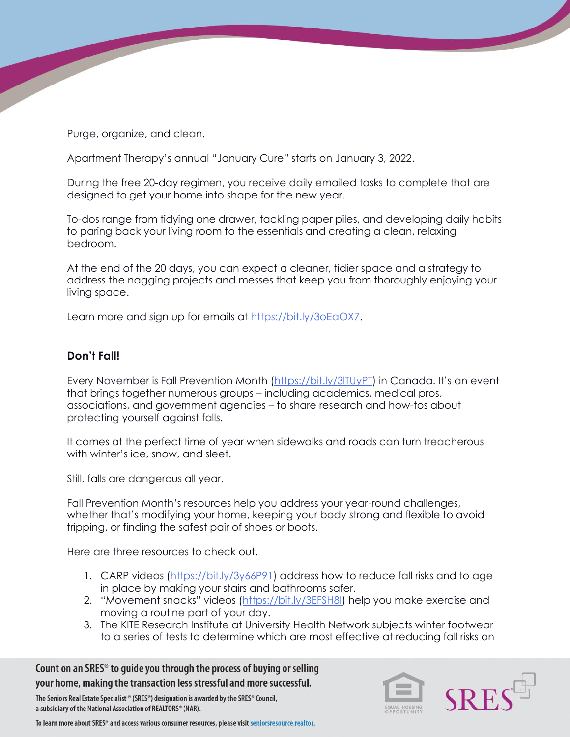Purge, organize, and clean.

Apartment Therapy's annual "January Cure" starts on January 3, 2022.

During the free 20-day regimen, you receive daily emailed tasks to complete that are designed to get your home into shape for the new year.

To-dos range from tidying one drawer, tackling paper piles, and developing daily habits to paring back your living room to the essentials and creating a clean, relaxing bedroom.

At the end of the 20 days, you can expect a cleaner, tidier space and a strategy to address the nagging projects and messes that keep you from thoroughly enjoying your living space.

Learn more and sign up for emails at https://bit.ly/3oEaOX7.

**Don't Fall!**

Every November is Fall Prevention Month (https://bit.ly/3lTUyPT) in Canada. It's an event that brings together numerous groups – including academics, medical pros, associations, and government agencies – to share research and how-tos about protecting yourself against falls.

It comes at the perfect time of year when sidewalks and roads can turn treacherous with winter's ice, snow, and sleet.

Still, falls are dangerous all year.

Fall Prevention Month's resources help you address your year-round challenges, whether that's modifying your home, keeping your body strong and flexible to avoid tripping, or finding the safest pair of shoes or boots.

Here are three resources to check out.

1. CARP videos (https://bit.ly/3y66P91) address how to reduce fall risks and to age in place by making your stairs and bathrooms safer.
2. "Movement snacks" videos (https://bit.ly/3EFSH8l) help you make exercise and moving a routine part of your day.
3. The KITE Research Institute at University Health Network subjects winter footwear to a series of tests to determine which are most effective at reducing fall risks on

**Count on an SRES® to guide you through the process of buying or selling your home, making the transaction less stressful and more successful.**

The Seniors Real Estate Specialist® (SRES®) designation is awarded by the SRES® Council, a subsidiary of the National Association of REALTORS® (NAR).

To learn more about SRES® and access various consumer resources, please visit seniorsresource.realtor.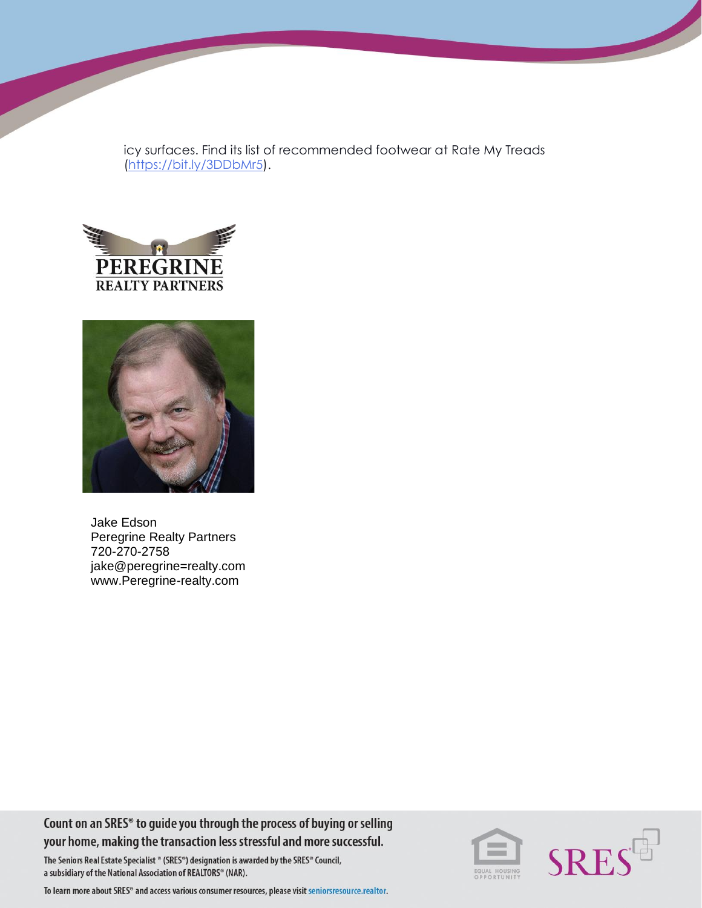icy surfaces. Find its list of recommended footwear at Rate My Treads (https://bit.ly/3DDbMr5).

PEREGRINE
REALTY PARTNERS

Jake Edson
Peregrine Realty Partners
720-270-2758
jake@peregrine=realty.com
www.Peregrine-realty.com

**Count on an SRES® to guide you through the process of buying or selling your home, making the transaction less stressful and more successful.**

The Seniors Real Estate Specialist® (SRES®) designation is awarded by the SRES® Council, a subsidiary of the National Association of REALTORS® (NAR).

To learn more about SRES® and access various consumer resources, please visit seniorsresource.realtor.

EQUAL HOUSING OPPORTUNITY

SRES®